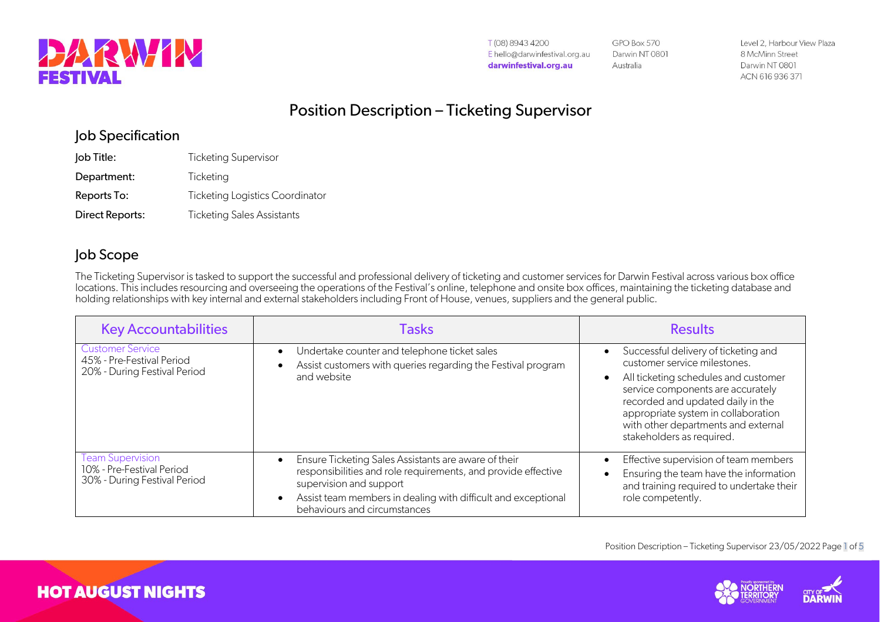T (08) 8943 4200
E hello@darwinfestival.org.au
darwinfestival.org.au

GPO Box 570
Darwin NT 0801
Australia

Level 2, Harbour View Plaza
8 McMinn Street
Darwin NT 0801
ACN 616 936 371

# Position Description – Ticketing Supervisor

## Job Specification

| | |
|---|---|
| Job Title: | Ticketing Supervisor |
| Department: | Ticketing |
| Reports To: | Ticketing Logistics Coordinator |
| Direct Reports: | Ticketing Sales Assistants |

## Job Scope

The Ticketing Supervisor is tasked to support the successful and professional delivery of ticketing and customer services for Darwin Festival across various box office locations. This includes resourcing and overseeing the operations of the Festival's online, telephone and onsite box offices, maintaining the ticketing database and holding relationships with key internal and external stakeholders including Front of House, venues, suppliers and the general public.

| Key Accountabilities | Tasks | Results |
|---|---|---|
| Customer Service<br>45% - Pre-Festival Period<br>20% - During Festival Period | • Undertake counter and telephone ticket sales<br>• Assist customers with queries regarding the Festival program and website | • Successful delivery of ticketing and customer service milestones.<br>• All ticketing schedules and customer service components are accurately recorded and updated daily in the appropriate system in collaboration with other departments and external stakeholders as required. |
| Team Supervision<br>10% - Pre-Festival Period<br>30% - During Festival Period | • Ensure Ticketing Sales Assistants are aware of their responsibilities and role requirements, and provide effective supervision and support<br>• Assist team members in dealing with difficult and exceptional behaviours and circumstances | • Effective supervision of team members<br>• Ensuring the team have the information and training required to undertake their role competently. |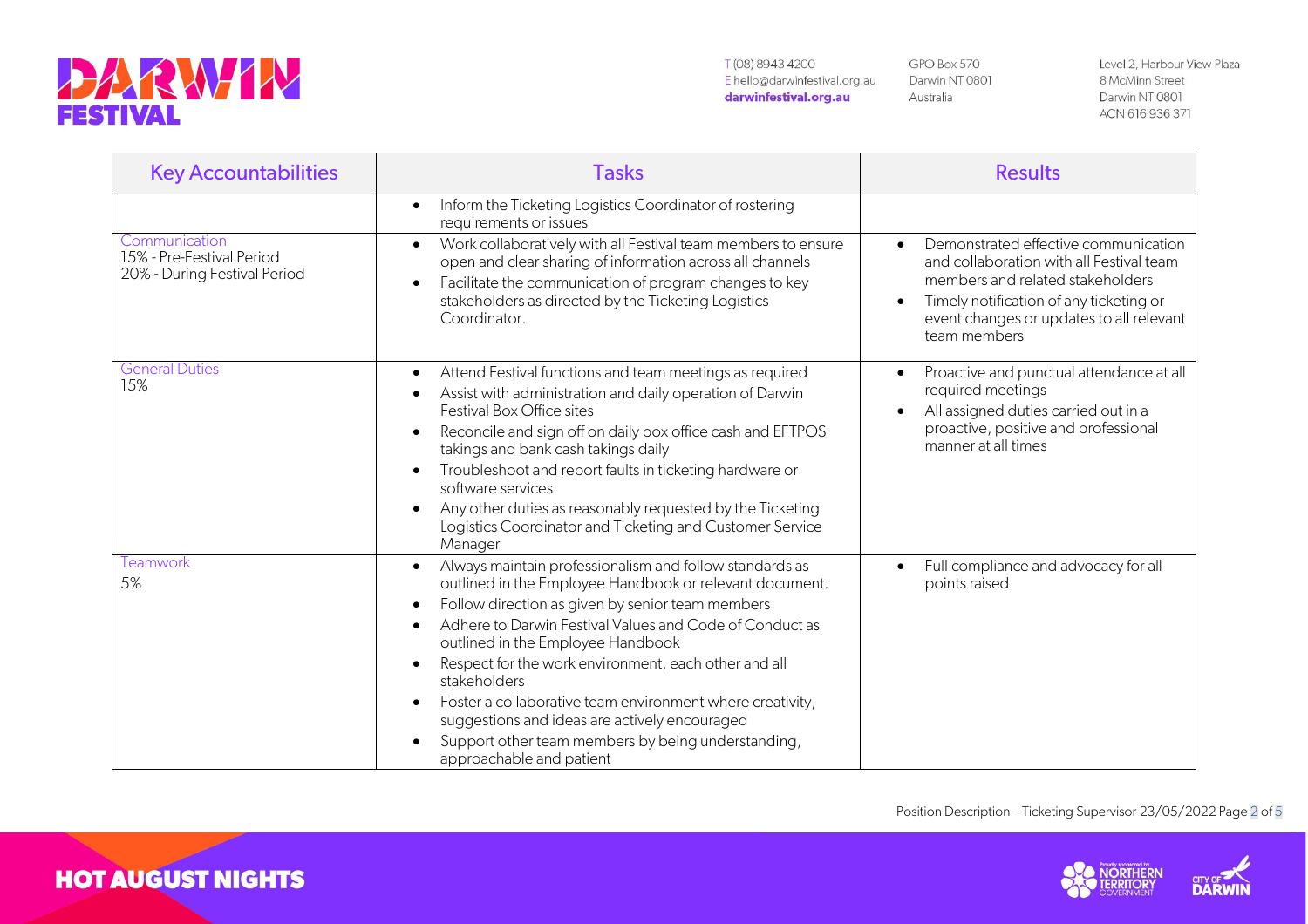| Key Accountabilities | Tasks | Results |
|---|---|---|
| | • Inform the Ticketing Logistics Coordinator of rostering requirements or issues | |
| Communication<br>15% - Pre-Festival Period<br>20% - During Festival Period | • Work collaboratively with all Festival team members to ensure open and clear sharing of information across all channels<br>• Facilitate the communication of program changes to key stakeholders as directed by the Ticketing Logistics Coordinator. | • Demonstrated effective communication and collaboration with all Festival team members and related stakeholders<br>• Timely notification of any ticketing or event changes or updates to all relevant team members |
| General Duties<br>15% | • Attend Festival functions and team meetings as required<br>• Assist with administration and daily operation of Darwin Festival Box Office sites<br>• Reconcile and sign off on daily box office cash and EFTPOS takings and bank cash takings daily<br>• Troubleshoot and report faults in ticketing hardware or software services<br>• Any other duties as reasonably requested by the Ticketing Logistics Coordinator and Ticketing and Customer Service Manager | • Proactive and punctual attendance at all required meetings<br>• All assigned duties carried out in a proactive, positive and professional manner at all times |
| Teamwork<br>5% | • Always maintain professionalism and follow standards as outlined in the Employee Handbook or relevant document.<br>• Follow direction as given by senior team members<br>• Adhere to Darwin Festival Values and Code of Conduct as outlined in the Employee Handbook<br>• Respect for the work environment, each other and all stakeholders<br>• Foster a collaborative team environment where creativity, suggestions and ideas are actively encouraged<br>• Support other team members by being understanding, approachable and patient | • Full compliance and advocacy for all points raised |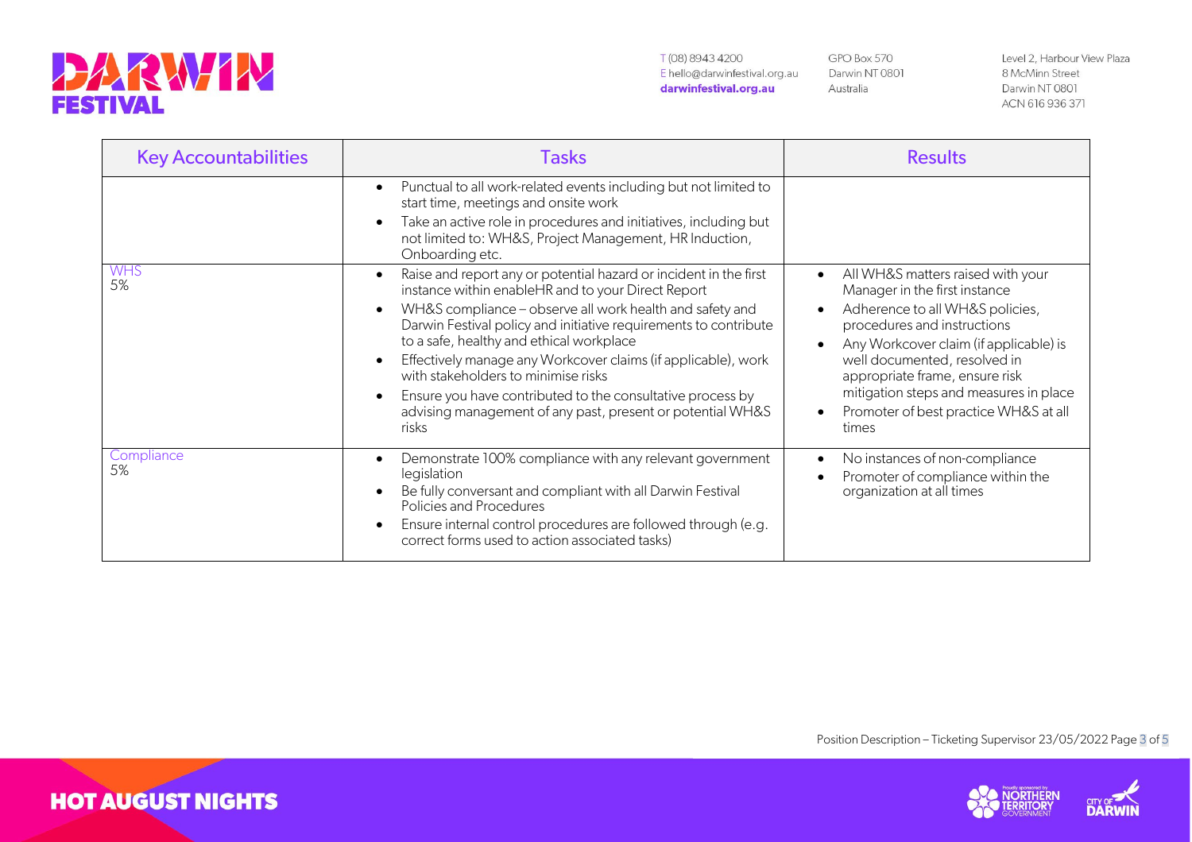| Key Accountabilities | Tasks | Results |
|---|---|---|
| | • Punctual to all work-related events including but not limited to start time, meetings and onsite work<br>• Take an active role in procedures and initiatives, including but not limited to: WH&S, Project Management, HR Induction, Onboarding etc. | |
| WHS<br>5% | • Raise and report any or potential hazard or incident in the first instance within enableHR and to your Direct Report<br>• WH&S compliance – observe all work health and safety and Darwin Festival policy and initiative requirements to contribute to a safe, healthy and ethical workplace<br>• Effectively manage any Workcover claims (if applicable), work with stakeholders to minimise risks<br>• Ensure you have contributed to the consultative process by advising management of any past, present or potential WH&S risks | • All WH&S matters raised with your Manager in the first instance<br>• Adherence to all WH&S policies, procedures and instructions<br>• Any Workcover claim (if applicable) is well documented, resolved in appropriate frame, ensure risk mitigation steps and measures in place<br>• Promoter of best practice WH&S at all times |
| Compliance<br>5% | • Demonstrate 100% compliance with any relevant government legislation<br>• Be fully conversant and compliant with all Darwin Festival Policies and Procedures<br>• Ensure internal control procedures are followed through (e.g. correct forms used to action associated tasks) | • No instances of non-compliance<br>• Promoter of compliance within the organization at all times |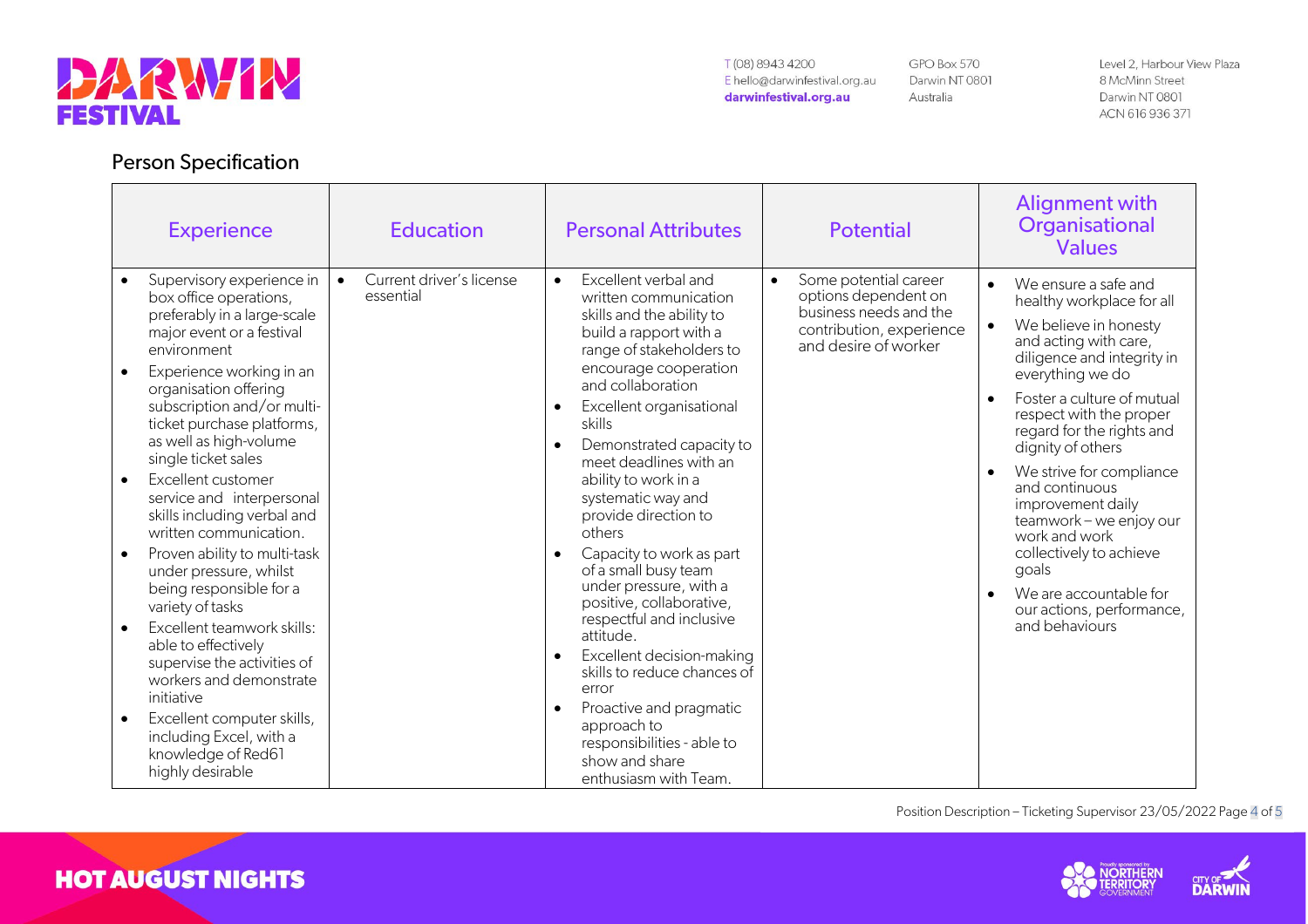## Person Specification

| Experience | Education | Personal Attributes | Potential | Alignment with Organisational Values |
|---|---|---|---|---|
| • Supervisory experience in box office operations, preferably in a large-scale major event or a festival environment<br>• Experience working in an organisation offering subscription and/or multi-ticket purchase platforms, as well as high-volume single ticket sales<br>• Excellent customer service and interpersonal skills including verbal and written communication.<br>• Proven ability to multi-task under pressure, whilst being responsible for a variety of tasks<br>• Excellent teamwork skills: able to effectively supervise the activities of workers and demonstrate initiative<br>• Excellent computer skills, including Excel, with a knowledge of Red61 highly desirable | • Current driver's license essential | • Excellent verbal and written communication skills and the ability to build a rapport with a range of stakeholders to encourage cooperation and collaboration<br>• Excellent organisational skills<br>• Demonstrated capacity to meet deadlines with an ability to work in a systematic way and provide direction to others<br>• Capacity to work as part of a small busy team under pressure, with a positive, collaborative, respectful and inclusive attitude.<br>• Excellent decision-making skills to reduce chances of error<br>• Proactive and pragmatic approach to responsibilities - able to show and share enthusiasm with Team. | • Some potential career options dependent on business needs and the contribution, experience and desire of worker | • We ensure a safe and healthy workplace for all<br>• We believe in honesty and acting with care, diligence and integrity in everything we do<br>• Foster a culture of mutual respect with the proper regard for the rights and dignity of others<br>• We strive for compliance and continuous improvement daily teamwork – we enjoy our work and work collectively to achieve goals<br>• We are accountable for our actions, performance, and behaviours |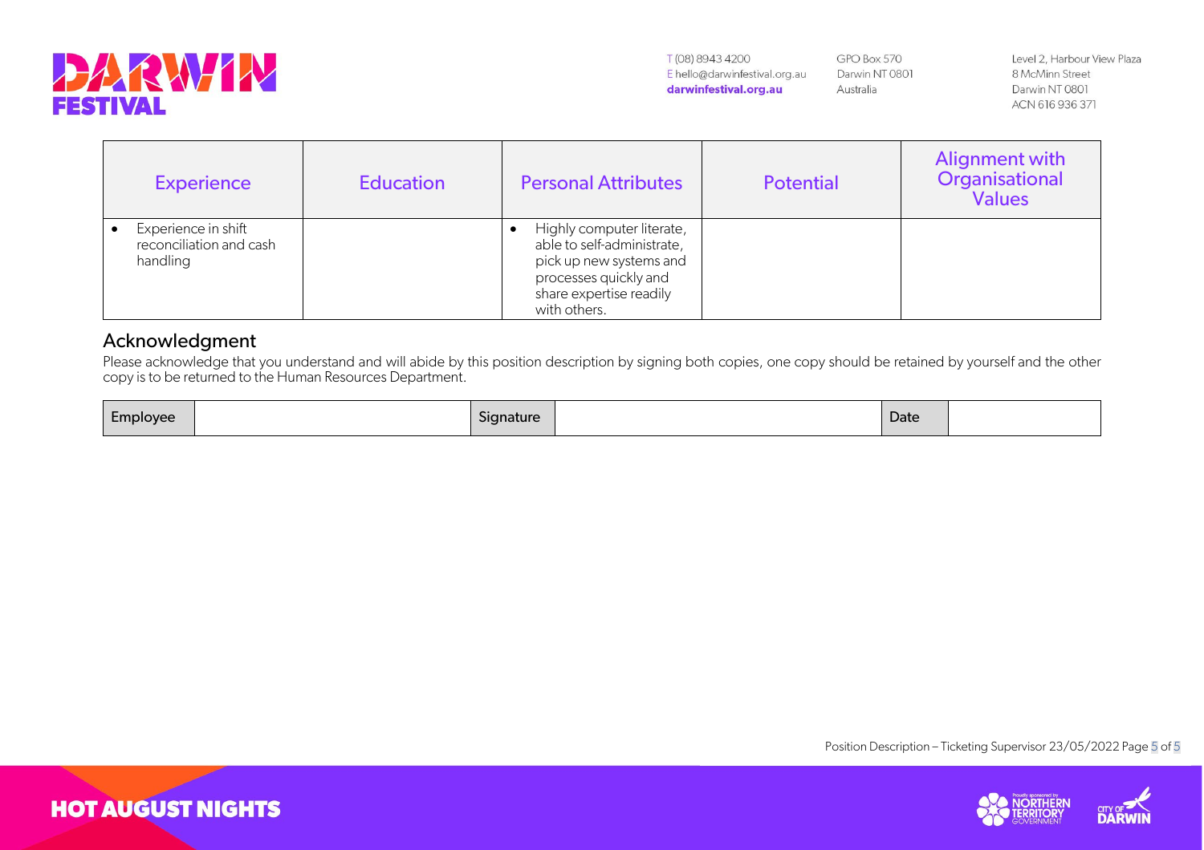| Experience | Education | Personal Attributes | Potential | Alignment with Organisational Values |
|---|---|---|---|---|
| • Experience in shift reconciliation and cash handling | | • Highly computer literate, able to self-administrate, pick up new systems and processes quickly and share expertise readily with others. | | |

## Acknowledgment

Please acknowledge that you understand and will abide by this position description by signing both copies, one copy should be retained by yourself and the other copy is to be returned to the Human Resources Department.

| | | | | | |
|---|---|---|---|---|---|
| Employee | | Signature | | Date | |